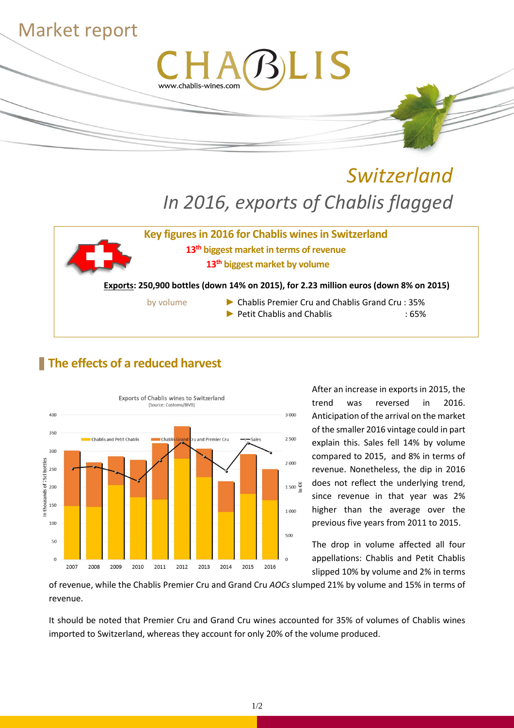# Market report

# Switzerland

## *In 2016, exports of Chablis flagged*

**Key figures in 2016 for Chablis wines in Switzerland**

**13th biggest market in terms of revenue**

**13th biggest market by volume**

**Exports: 250,900 bottles (down 14% on 2015), for 2.23 million euros (down 8% on 2015)**

by volume

- ► Chablis Premier Cru and Chablis Grand Cru : 35%
- ► Petit Chablis and Chablis : 65%

## The effects of a reduced harvest

After an increase in exports in 2015, the trend was reversed in 2016. Anticipation of the arrival on the market of the smaller 2016 vintage could in part explain this. Sales fell 14% by volume compared to 2015, and 8% in terms of revenue. Nonetheless, the dip in 2016 does not reflect the underlying trend, since revenue in that year was 2% higher than the average over the previous five years from 2011 to 2015.

The drop in volume affected all four appellations: Chablis and Petit Chablis slipped 10% by volume and 2% in terms of revenue, while the Chablis Premier Cru and Grand Cru *AOCs* slumped 21% by volume and 15% in terms of revenue.

It should be noted that Premier Cru and Grand Cru wines accounted for 35% of volumes of Chablis wines imported to Switzerland, whereas they account for only 20% of the volume produced.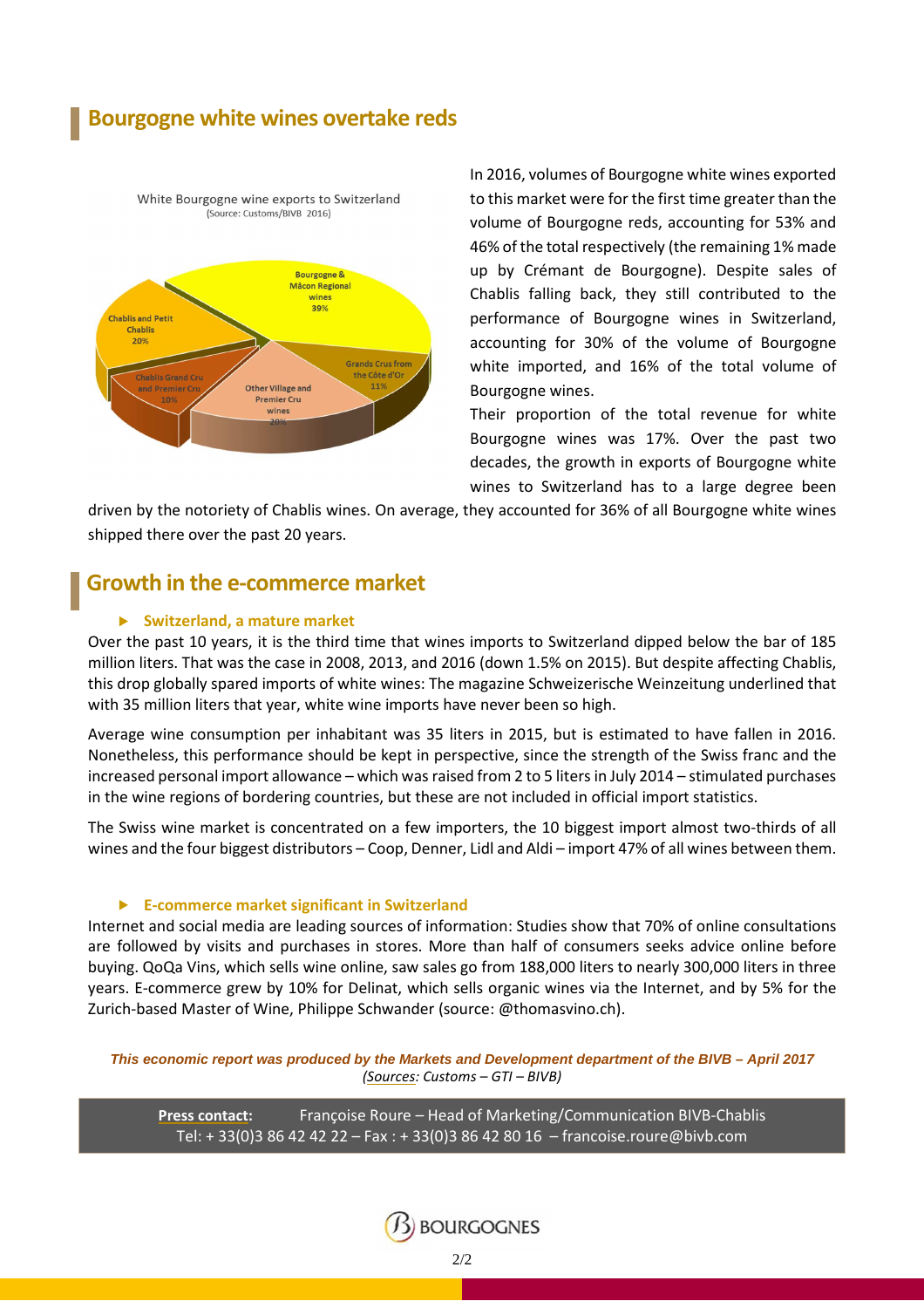## Bourgogne white wines overtake reds

White Bourgogne wine exports to Switzerland
(Source: Customs/BIVB 2016)

Bourgogne & Mâcon Regional wines 39%
Grands Crus from the Côte d'Or 11%
Other Village and Premier Cru wines 20%
Chablis Grand Cru and Premier Cru 10%
Chablis and Petit Chablis 20%

In 2016, volumes of Bourgogne white wines exported to this market were for the first time greater than the volume of Bourgogne reds, accounting for 53% and 46% of the total respectively (the remaining 1% made up by Crémant de Bourgogne). Despite sales of Chablis falling back, they still contributed to the performance of Bourgogne wines in Switzerland, accounting for 30% of the volume of Bourgogne white imported, and 16% of the total volume of Bourgogne wines.

Their proportion of the total revenue for white Bourgogne wines was 17%. Over the past two decades, the growth in exports of Bourgogne white wines to Switzerland has to a large degree been driven by the notoriety of Chablis wines. On average, they accounted for 36% of all Bourgogne white wines shipped there over the past 20 years.

## Growth in the e-commerce market

### Switzerland, a mature market

Over the past 10 years, it is the third time that wines imports to Switzerland dipped below the bar of 185 million liters. That was the case in 2008, 2013, and 2016 (down 1.5% on 2015). But despite affecting Chablis, this drop globally spared imports of white wines: The magazine Schweizerische Weinzeitung underlined that with 35 million liters that year, white wine imports have never been so high.

Average wine consumption per inhabitant was 35 liters in 2015, but is estimated to have fallen in 2016. Nonetheless, this performance should be kept in perspective, since the strength of the Swiss franc and the increased personal import allowance – which was raised from 2 to 5 liters in July 2014 – stimulated purchases in the wine regions of bordering countries, but these are not included in official import statistics.

The Swiss wine market is concentrated on a few importers, the 10 biggest import almost two-thirds of all wines and the four biggest distributors – Coop, Denner, Lidl and Aldi – import 47% of all wines between them.

### E-commerce market significant in Switzerland

Internet and social media are leading sources of information: Studies show that 70% of online consultations are followed by visits and purchases in stores. More than half of consumers seeks advice online before buying. QoQa Vins, which sells wine online, saw sales go from 188,000 liters to nearly 300,000 liters in three years. E-commerce grew by 10% for Delinat, which sells organic wines via the Internet, and by 5% for the Zurich-based Master of Wine, Philippe Schwander (source: @thomasvino.ch).

***This economic report was produced by the Markets and Development department of the BIVB – April 2017***
*(Sources: Customs – GTI – BIVB)*

**Press contact:** Françoise Roure – Head of Marketing/Communication BIVB-Chablis
Tel: + 33(0)3 86 42 42 22 – Fax : + 33(0)3 86 42 80 16 – francoise.roure@bivb.com

BOURGOGNES